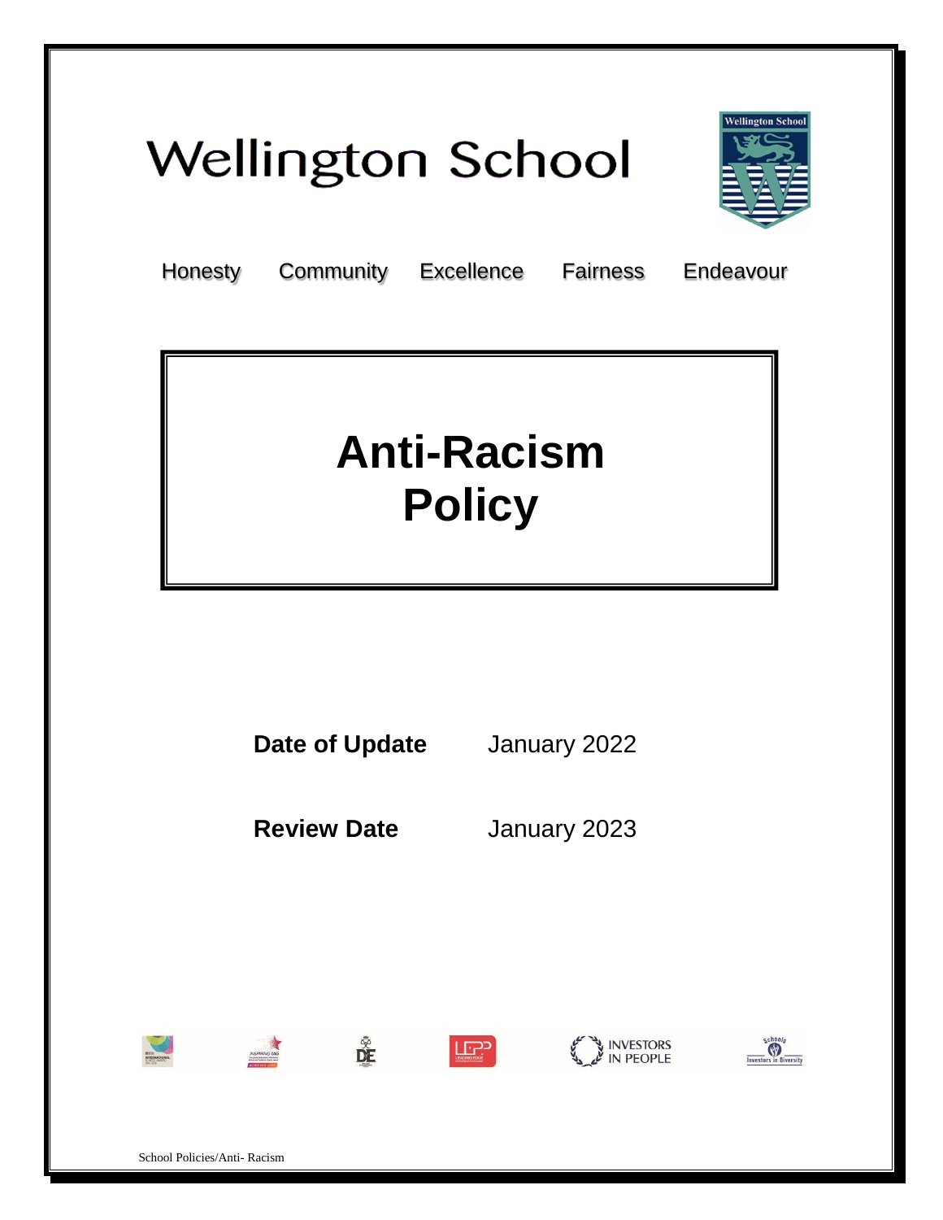# Wellington School

Honesty Community Excellence Fairness Endeavour

# Anti-Racism Policy

**Date of Update** January 2022

**Review Date** January 2023

School Policies/Anti- Racism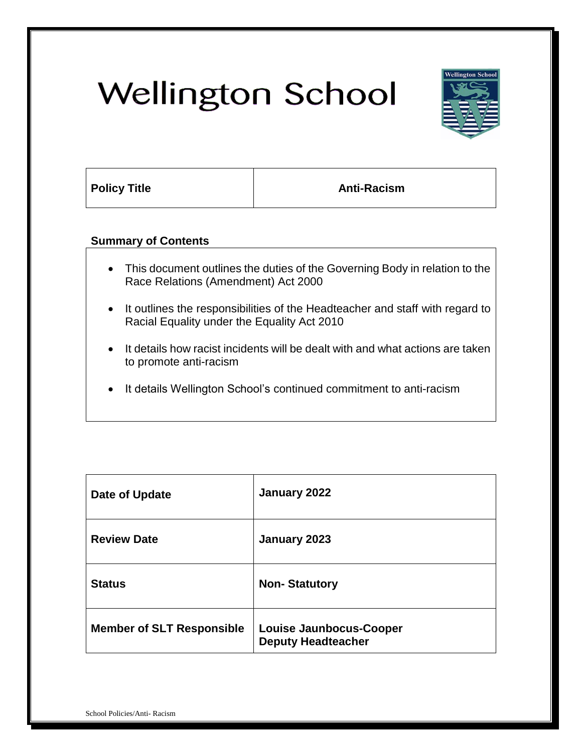# Wellington School

| Policy Title | Anti-Racism |
|---|---|

**Summary of Contents**

- This document outlines the duties of the Governing Body in relation to the Race Relations (Amendment) Act 2000
- It outlines the responsibilities of the Headteacher and staff with regard to Racial Equality under the Equality Act 2010
- It details how racist incidents will be dealt with and what actions are taken to promote anti-racism
- It details Wellington School's continued commitment to anti-racism

| | |
|---|---|
| **Date of Update** | **January 2022** |
| **Review Date** | **January 2023** |
| **Status** | **Non- Statutory** |
| **Member of SLT Responsible** | **Louise Jaunbocus-Cooper Deputy Headteacher** |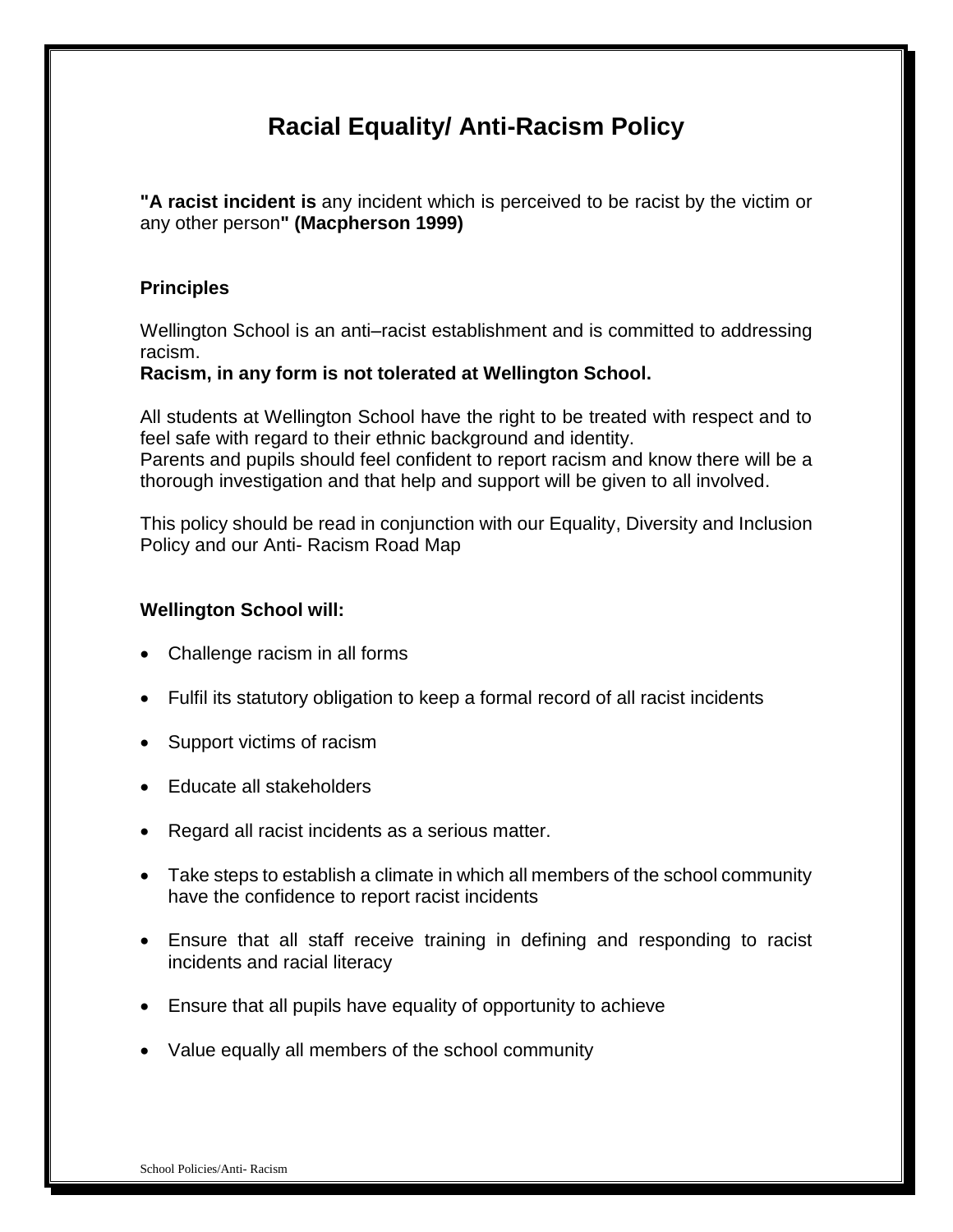# Racial Equality/ Anti-Racism Policy

**"A racist incident is** any incident which is perceived to be racist by the victim or any other person**" (Macpherson 1999)**

### Principles

Wellington School is an anti–racist establishment and is committed to addressing racism.
**Racism, in any form is not tolerated at Wellington School.**

All students at Wellington School have the right to be treated with respect and to feel safe with regard to their ethnic background and identity.
Parents and pupils should feel confident to report racism and know there will be a thorough investigation and that help and support will be given to all involved.

This policy should be read in conjunction with our Equality, Diversity and Inclusion Policy and our Anti- Racism Road Map

### Wellington School will:

- Challenge racism in all forms
- Fulfil its statutory obligation to keep a formal record of all racist incidents
- Support victims of racism
- Educate all stakeholders
- Regard all racist incidents as a serious matter.
- Take steps to establish a climate in which all members of the school community have the confidence to report racist incidents
- Ensure that all staff receive training in defining and responding to racist incidents and racial literacy
- Ensure that all pupils have equality of opportunity to achieve
- Value equally all members of the school community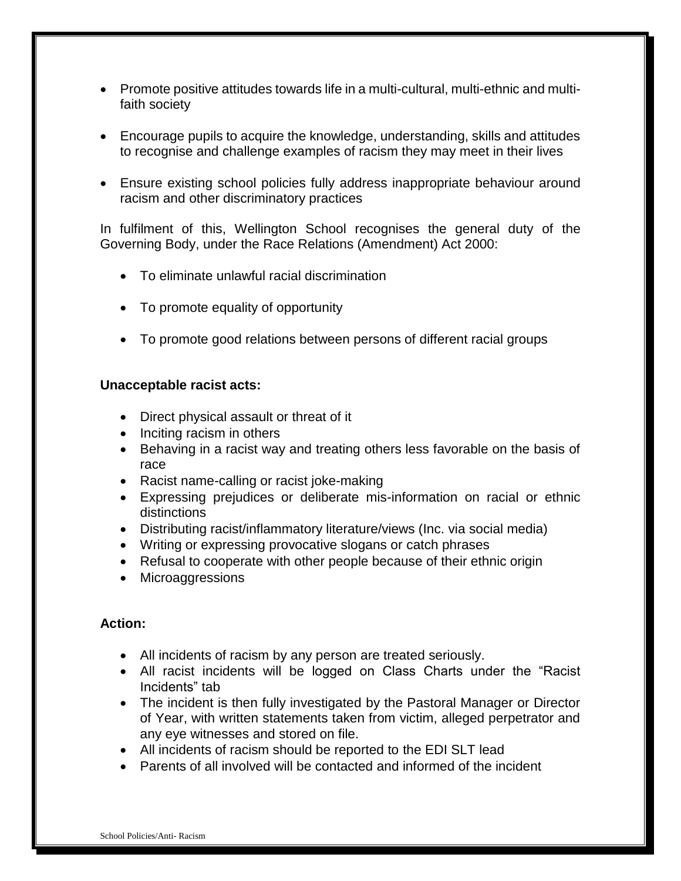- Promote positive attitudes towards life in a multi-cultural, multi-ethnic and multi-faith society
- Encourage pupils to acquire the knowledge, understanding, skills and attitudes to recognise and challenge examples of racism they may meet in their lives
- Ensure existing school policies fully address inappropriate behaviour around racism and other discriminatory practices

In fulfilment of this, Wellington School recognises the general duty of the Governing Body, under the Race Relations (Amendment) Act 2000:

- To eliminate unlawful racial discrimination
- To promote equality of opportunity
- To promote good relations between persons of different racial groups

**Unacceptable racist acts:**

- Direct physical assault or threat of it
- Inciting racism in others
- Behaving in a racist way and treating others less favorable on the basis of race
- Racist name-calling or racist joke-making
- Expressing prejudices or deliberate mis-information on racial or ethnic distinctions
- Distributing racist/inflammatory literature/views (Inc. via social media)
- Writing or expressing provocative slogans or catch phrases
- Refusal to cooperate with other people because of their ethnic origin
- Microaggressions

**Action:**

- All incidents of racism by any person are treated seriously.
- All racist incidents will be logged on Class Charts under the "Racist Incidents" tab
- The incident is then fully investigated by the Pastoral Manager or Director of Year, with written statements taken from victim, alleged perpetrator and any eye witnesses and stored on file.
- All incidents of racism should be reported to the EDI SLT lead
- Parents of all involved will be contacted and informed of the incident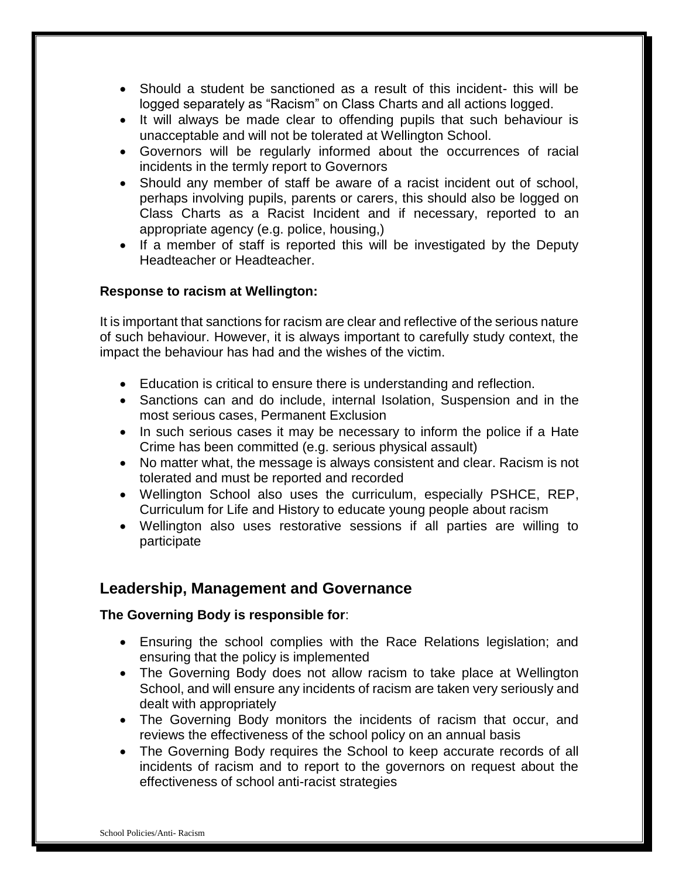- Should a student be sanctioned as a result of this incident- this will be logged separately as "Racism" on Class Charts and all actions logged.
- It will always be made clear to offending pupils that such behaviour is unacceptable and will not be tolerated at Wellington School.
- Governors will be regularly informed about the occurrences of racial incidents in the termly report to Governors
- Should any member of staff be aware of a racist incident out of school, perhaps involving pupils, parents or carers, this should also be logged on Class Charts as a Racist Incident and if necessary, reported to an appropriate agency (e.g. police, housing,)
- If a member of staff is reported this will be investigated by the Deputy Headteacher or Headteacher.

**Response to racism at Wellington:**

It is important that sanctions for racism are clear and reflective of the serious nature of such behaviour. However, it is always important to carefully study context, the impact the behaviour has had and the wishes of the victim.

- Education is critical to ensure there is understanding and reflection.
- Sanctions can and do include, internal Isolation, Suspension and in the most serious cases, Permanent Exclusion
- In such serious cases it may be necessary to inform the police if a Hate Crime has been committed (e.g. serious physical assault)
- No matter what, the message is always consistent and clear. Racism is not tolerated and must be reported and recorded
- Wellington School also uses the curriculum, especially PSHCE, REP, Curriculum for Life and History to educate young people about racism
- Wellington also uses restorative sessions if all parties are willing to participate

## Leadership, Management and Governance

**The Governing Body is responsible for**:

- Ensuring the school complies with the Race Relations legislation; and ensuring that the policy is implemented
- The Governing Body does not allow racism to take place at Wellington School, and will ensure any incidents of racism are taken very seriously and dealt with appropriately
- The Governing Body monitors the incidents of racism that occur, and reviews the effectiveness of the school policy on an annual basis
- The Governing Body requires the School to keep accurate records of all incidents of racism and to report to the governors on request about the effectiveness of school anti-racist strategies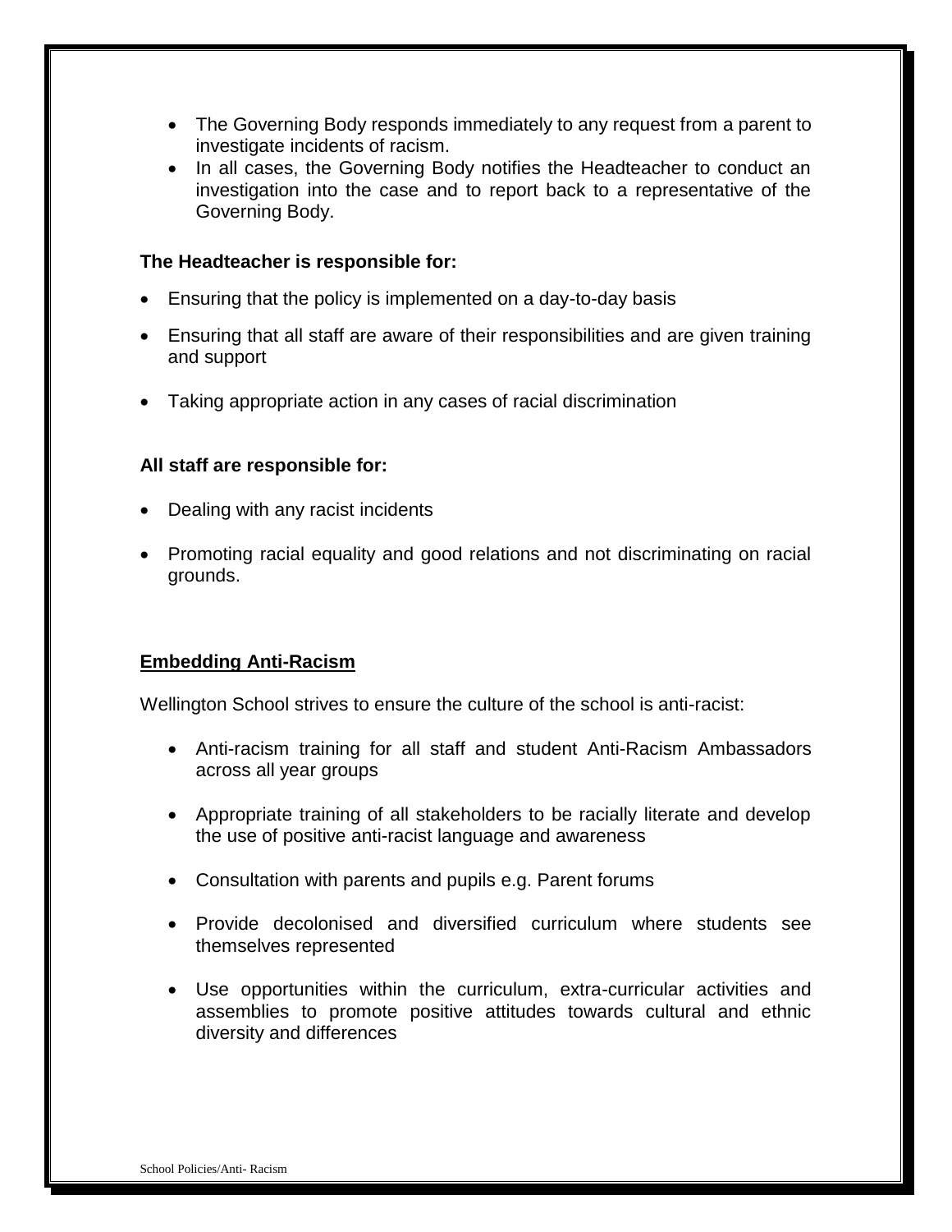- The Governing Body responds immediately to any request from a parent to investigate incidents of racism.
- In all cases, the Governing Body notifies the Headteacher to conduct an investigation into the case and to report back to a representative of the Governing Body.

**The Headteacher is responsible for:**

- Ensuring that the policy is implemented on a day-to-day basis
- Ensuring that all staff are aware of their responsibilities and are given training and support
- Taking appropriate action in any cases of racial discrimination

**All staff are responsible for:**

- Dealing with any racist incidents
- Promoting racial equality and good relations and not discriminating on racial grounds.

**Embedding Anti-Racism**

Wellington School strives to ensure the culture of the school is anti-racist:

- Anti-racism training for all staff and student Anti-Racism Ambassadors across all year groups
- Appropriate training of all stakeholders to be racially literate and develop the use of positive anti-racist language and awareness
- Consultation with parents and pupils e.g. Parent forums
- Provide decolonised and diversified curriculum where students see themselves represented
- Use opportunities within the curriculum, extra-curricular activities and assemblies to promote positive attitudes towards cultural and ethnic diversity and differences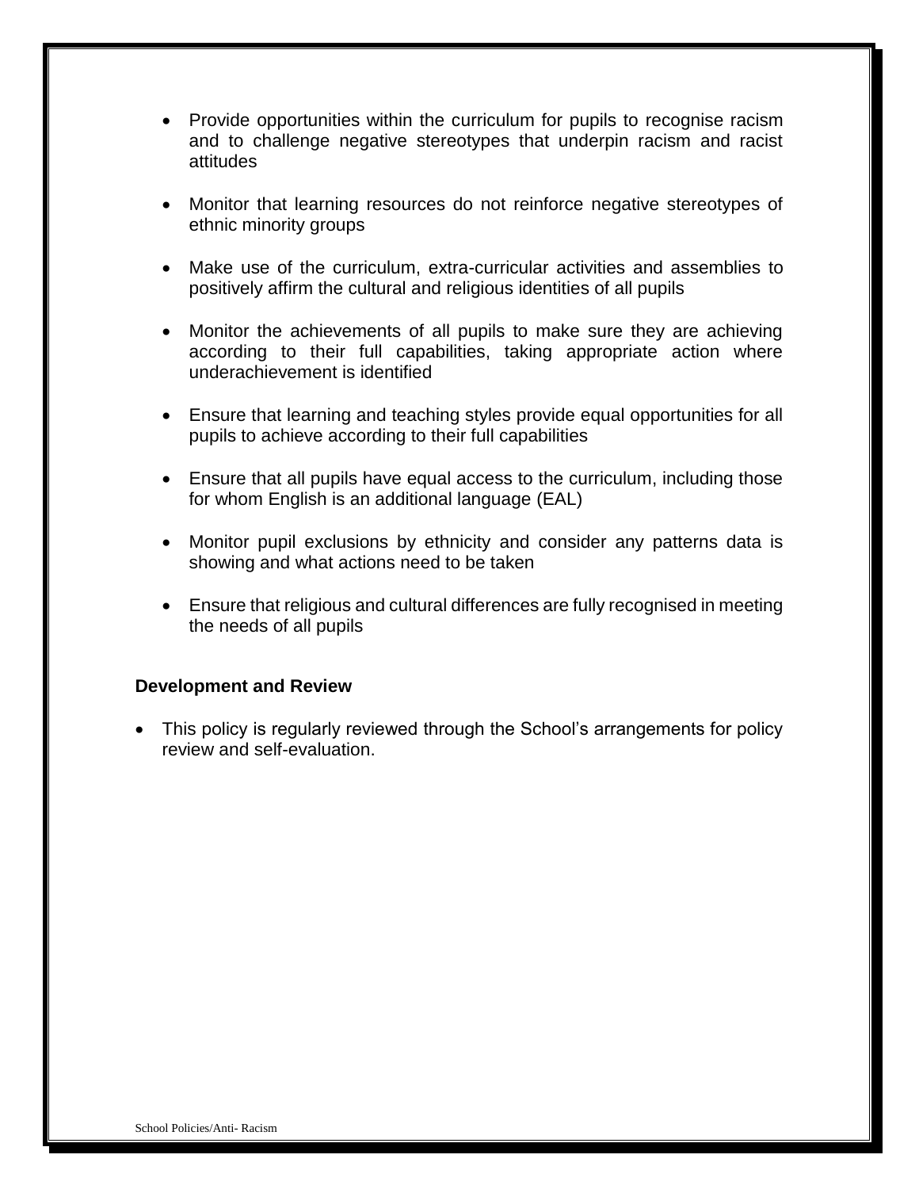- Provide opportunities within the curriculum for pupils to recognise racism and to challenge negative stereotypes that underpin racism and racist attitudes

- Monitor that learning resources do not reinforce negative stereotypes of ethnic minority groups

- Make use of the curriculum, extra-curricular activities and assemblies to positively affirm the cultural and religious identities of all pupils

- Monitor the achievements of all pupils to make sure they are achieving according to their full capabilities, taking appropriate action where underachievement is identified

- Ensure that learning and teaching styles provide equal opportunities for all pupils to achieve according to their full capabilities

- Ensure that all pupils have equal access to the curriculum, including those for whom English is an additional language (EAL)

- Monitor pupil exclusions by ethnicity and consider any patterns data is showing and what actions need to be taken

- Ensure that religious and cultural differences are fully recognised in meeting the needs of all pupils

**Development and Review**

- This policy is regularly reviewed through the School's arrangements for policy review and self-evaluation.